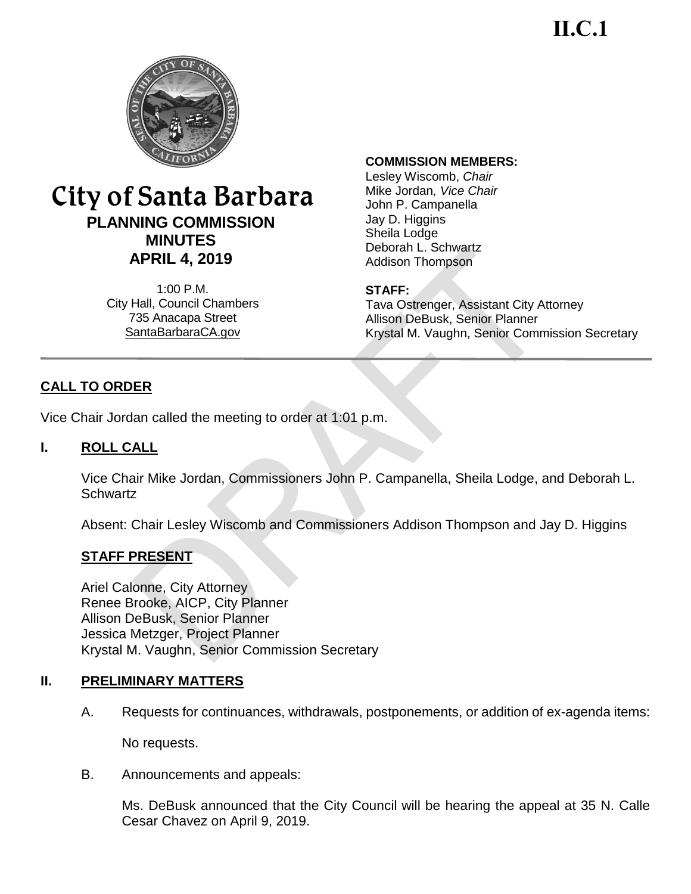**II.C.1**

# City of Santa Barbara

## PLANNING COMMISSION MINUTES

## APRIL 4, 2019

1:00 P.M.
City Hall, Council Chambers
735 Anacapa Street
SantaBarbaraCA.gov

**COMMISSION MEMBERS:**
Lesley Wiscomb, *Chair*
Mike Jordan*, Vice Chair*
John P. Campanella
Jay D. Higgins
Sheila Lodge
Deborah L. Schwartz
Addison Thompson

**STAFF:**
Tava Ostrenger, Assistant City Attorney
Allison DeBusk, Senior Planner
Krystal M. Vaughn, Senior Commission Secretary

---

## CALL TO ORDER

Vice Chair Jordan called the meeting to order at 1:01 p.m.

## I. ROLL CALL

Vice Chair Mike Jordan, Commissioners John P. Campanella, Sheila Lodge, and Deborah L. Schwartz

Absent: Chair Lesley Wiscomb and Commissioners Addison Thompson and Jay D. Higgins

### STAFF PRESENT

Ariel Calonne, City Attorney
Renee Brooke, AICP, City Planner
Allison DeBusk, Senior Planner
Jessica Metzger, Project Planner
Krystal M. Vaughn, Senior Commission Secretary

## II. PRELIMINARY MATTERS

A. Requests for continuances, withdrawals, postponements, or addition of ex-agenda items:

No requests.

B. Announcements and appeals:

Ms. DeBusk announced that the City Council will be hearing the appeal at 35 N. Calle Cesar Chavez on April 9, 2019.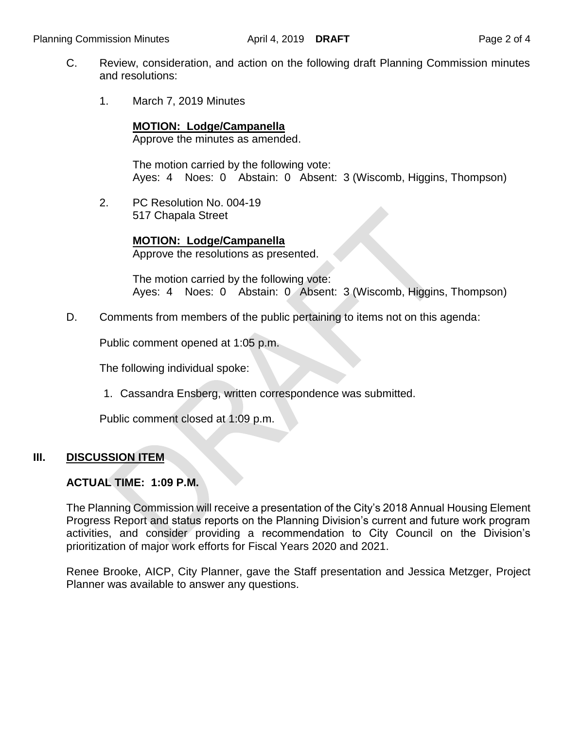C. Review, consideration, and action on the following draft Planning Commission minutes and resolutions:

1. March 7, 2019 Minutes

   **MOTION: Lodge/Campanella**
   Approve the minutes as amended.

   The motion carried by the following vote:
   Ayes: 4 Noes: 0 Abstain: 0 Absent: 3 (Wiscomb, Higgins, Thompson)

2. PC Resolution No. 004-19
   517 Chapala Street

   **MOTION: Lodge/Campanella**
   Approve the resolutions as presented.

   The motion carried by the following vote:
   Ayes: 4 Noes: 0 Abstain: 0 Absent: 3 (Wiscomb, Higgins, Thompson)

D. Comments from members of the public pertaining to items not on this agenda:

Public comment opened at 1:05 p.m.

The following individual spoke:

1. Cassandra Ensberg, written correspondence was submitted.

Public comment closed at 1:09 p.m.

## III. DISCUSSION ITEM

**ACTUAL TIME: 1:09 P.M.**

The Planning Commission will receive a presentation of the City's 2018 Annual Housing Element Progress Report and status reports on the Planning Division's current and future work program activities, and consider providing a recommendation to City Council on the Division's prioritization of major work efforts for Fiscal Years 2020 and 2021.

Renee Brooke, AICP, City Planner, gave the Staff presentation and Jessica Metzger, Project Planner was available to answer any questions.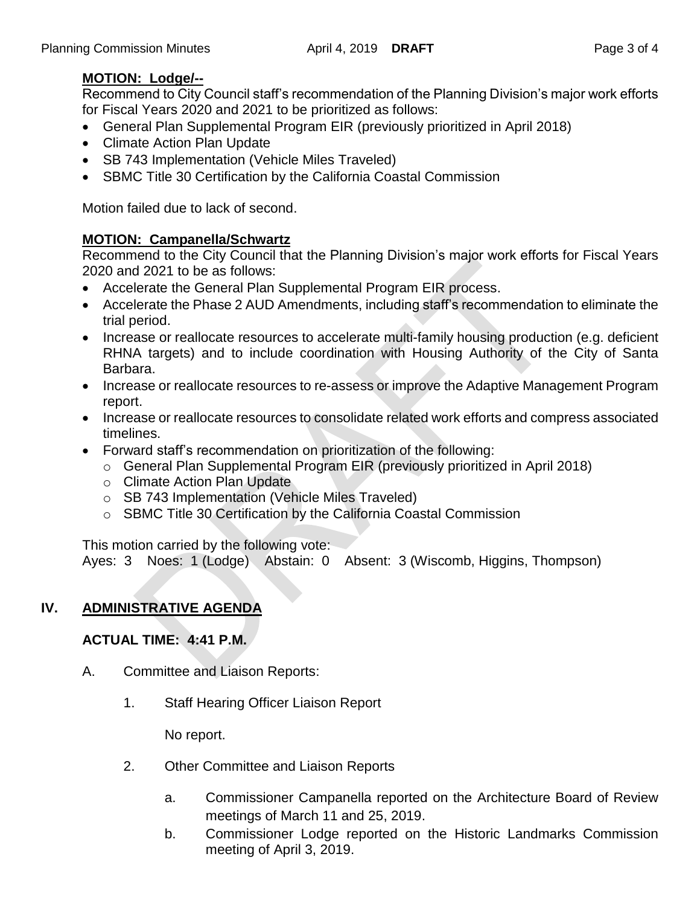**MOTION: Lodge/--**

Recommend to City Council staff's recommendation of the Planning Division's major work efforts for Fiscal Years 2020 and 2021 to be prioritized as follows:

- General Plan Supplemental Program EIR (previously prioritized in April 2018)
- Climate Action Plan Update
- SB 743 Implementation (Vehicle Miles Traveled)
- SBMC Title 30 Certification by the California Coastal Commission

Motion failed due to lack of second.

**MOTION: Campanella/Schwartz**

Recommend to the City Council that the Planning Division's major work efforts for Fiscal Years 2020 and 2021 to be as follows:

- Accelerate the General Plan Supplemental Program EIR process.
- Accelerate the Phase 2 AUD Amendments, including staff's recommendation to eliminate the trial period.
- Increase or reallocate resources to accelerate multi-family housing production (e.g. deficient RHNA targets) and to include coordination with Housing Authority of the City of Santa Barbara.
- Increase or reallocate resources to re-assess or improve the Adaptive Management Program report.
- Increase or reallocate resources to consolidate related work efforts and compress associated timelines.
- Forward staff's recommendation on prioritization of the following:
  - General Plan Supplemental Program EIR (previously prioritized in April 2018)
  - Climate Action Plan Update
  - SB 743 Implementation (Vehicle Miles Traveled)
  - SBMC Title 30 Certification by the California Coastal Commission

This motion carried by the following vote:
Ayes: 3 Noes: 1 (Lodge) Abstain: 0 Absent: 3 (Wiscomb, Higgins, Thompson)

## IV. ADMINISTRATIVE AGENDA

**ACTUAL TIME: 4:41 P.M.**

A. Committee and Liaison Reports:

1. Staff Hearing Officer Liaison Report

   No report.

2. Other Committee and Liaison Reports

   a. Commissioner Campanella reported on the Architecture Board of Review meetings of March 11 and 25, 2019.

   b. Commissioner Lodge reported on the Historic Landmarks Commission meeting of April 3, 2019.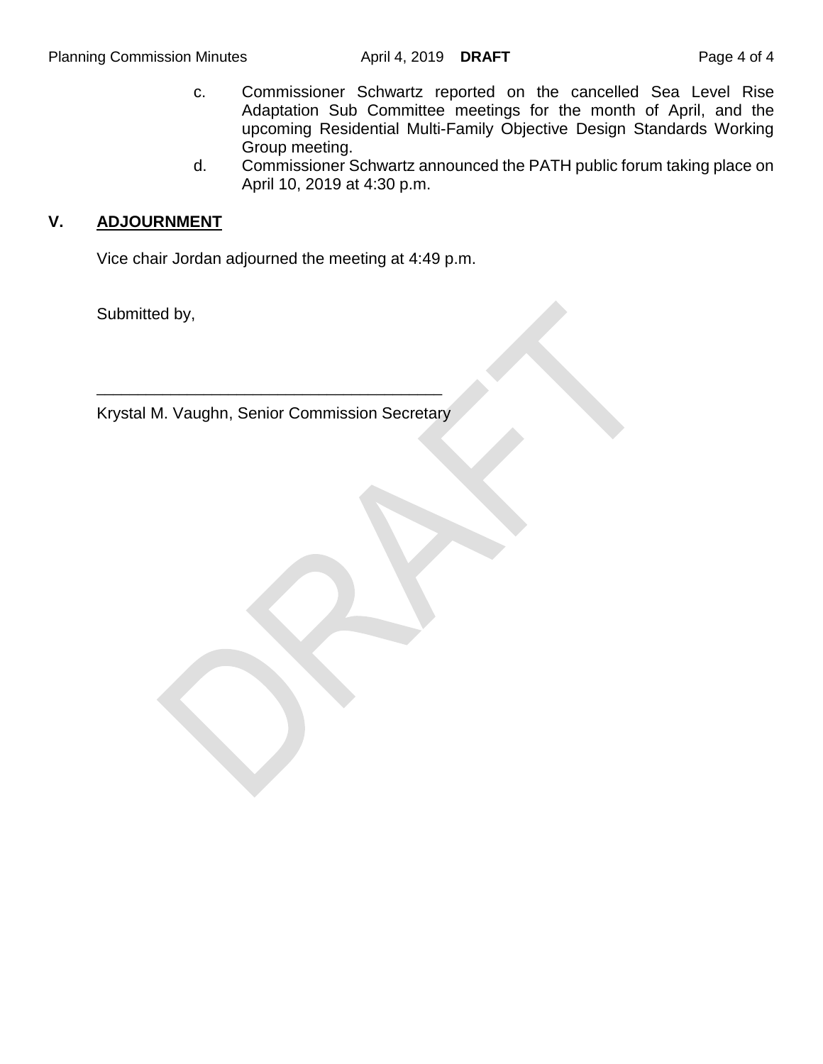c. Commissioner Schwartz reported on the cancelled Sea Level Rise Adaptation Sub Committee meetings for the month of April, and the upcoming Residential Multi-Family Objective Design Standards Working Group meeting.

d. Commissioner Schwartz announced the PATH public forum taking place on April 10, 2019 at 4:30 p.m.

## V. ADJOURNMENT

Vice chair Jordan adjourned the meeting at 4:49 p.m.

Submitted by,

_______________________________________

Krystal M. Vaughn, Senior Commission Secretary